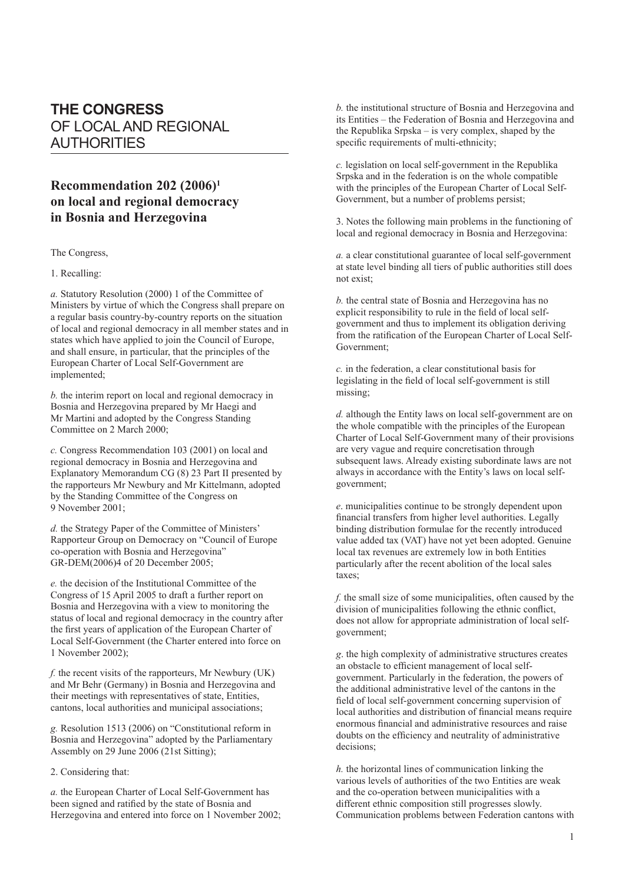# THE CONGRESS OF LOCAL AND REGIONAL AUTHORITIES

## Recommendation 202 (2006)[1] on local and regional democracy in Bosnia and Herzegovina

The Congress,

1. Recalling:

*a.* Statutory Resolution (2000) 1 of the Committee of Ministers by virtue of which the Congress shall prepare on a regular basis country-by-country reports on the situation of local and regional democracy in all member states and in states which have applied to join the Council of Europe, and shall ensure, in particular, that the principles of the European Charter of Local Self-Government are implemented;

*b.* the interim report on local and regional democracy in Bosnia and Herzegovina prepared by Mr Haegi and Mr Martini and adopted by the Congress Standing Committee on 2 March 2000;

*c.* Congress Recommendation 103 (2001) on local and regional democracy in Bosnia and Herzegovina and Explanatory Memorandum CG (8) 23 Part II presented by the rapporteurs Mr Newbury and Mr Kittelmann, adopted by the Standing Committee of the Congress on 9 November 2001;

*d.* the Strategy Paper of the Committee of Ministers' Rapporteur Group on Democracy on "Council of Europe co-operation with Bosnia and Herzegovina" GR-DEM(2006)4 of 20 December 2005;

*e.* the decision of the Institutional Committee of the Congress of 15 April 2005 to draft a further report on Bosnia and Herzegovina with a view to monitoring the status of local and regional democracy in the country after the first years of application of the European Charter of Local Self-Government (the Charter entered into force on 1 November 2002);

*f.* the recent visits of the rapporteurs, Mr Newbury (UK) and Mr Behr (Germany) in Bosnia and Herzegovina and their meetings with representatives of state, Entities, cantons, local authorities and municipal associations;

*g.* Resolution 1513 (2006) on "Constitutional reform in Bosnia and Herzegovina" adopted by the Parliamentary Assembly on 29 June 2006 (21st Sitting);

2. Considering that:

*a.* the European Charter of Local Self-Government has been signed and ratified by the state of Bosnia and Herzegovina and entered into force on 1 November 2002;

*b.* the institutional structure of Bosnia and Herzegovina and its Entities – the Federation of Bosnia and Herzegovina and the Republika Srpska – is very complex, shaped by the specific requirements of multi-ethnicity;

*c.* legislation on local self-government in the Republika Srpska and in the federation is on the whole compatible with the principles of the European Charter of Local Self-Government, but a number of problems persist;

3. Notes the following main problems in the functioning of local and regional democracy in Bosnia and Herzegovina:

*a.* a clear constitutional guarantee of local self-government at state level binding all tiers of public authorities still does not exist;

*b.* the central state of Bosnia and Herzegovina has no explicit responsibility to rule in the field of local self-government and thus to implement its obligation deriving from the ratification of the European Charter of Local Self-Government;

*c.* in the federation, a clear constitutional basis for legislating in the field of local self-government is still missing;

*d.* although the Entity laws on local self-government are on the whole compatible with the principles of the European Charter of Local Self-Government many of their provisions are very vague and require concretisation through subsequent laws. Already existing subordinate laws are not always in accordance with the Entity's laws on local self-government;

*e*. municipalities continue to be strongly dependent upon financial transfers from higher level authorities. Legally binding distribution formulae for the recently introduced value added tax (VAT) have not yet been adopted. Genuine local tax revenues are extremely low in both Entities particularly after the recent abolition of the local sales taxes;

*f.* the small size of some municipalities, often caused by the division of municipalities following the ethnic conflict, does not allow for appropriate administration of local self-government;

*g*. the high complexity of administrative structures creates an obstacle to efficient management of local self-government. Particularly in the federation, the powers of the additional administrative level of the cantons in the field of local self-government concerning supervision of local authorities and distribution of financial means require enormous financial and administrative resources and raise doubts on the efficiency and neutrality of administrative decisions;

*h.* the horizontal lines of communication linking the various levels of authorities of the two Entities are weak and the co-operation between municipalities with a different ethnic composition still progresses slowly. Communication problems between Federation cantons with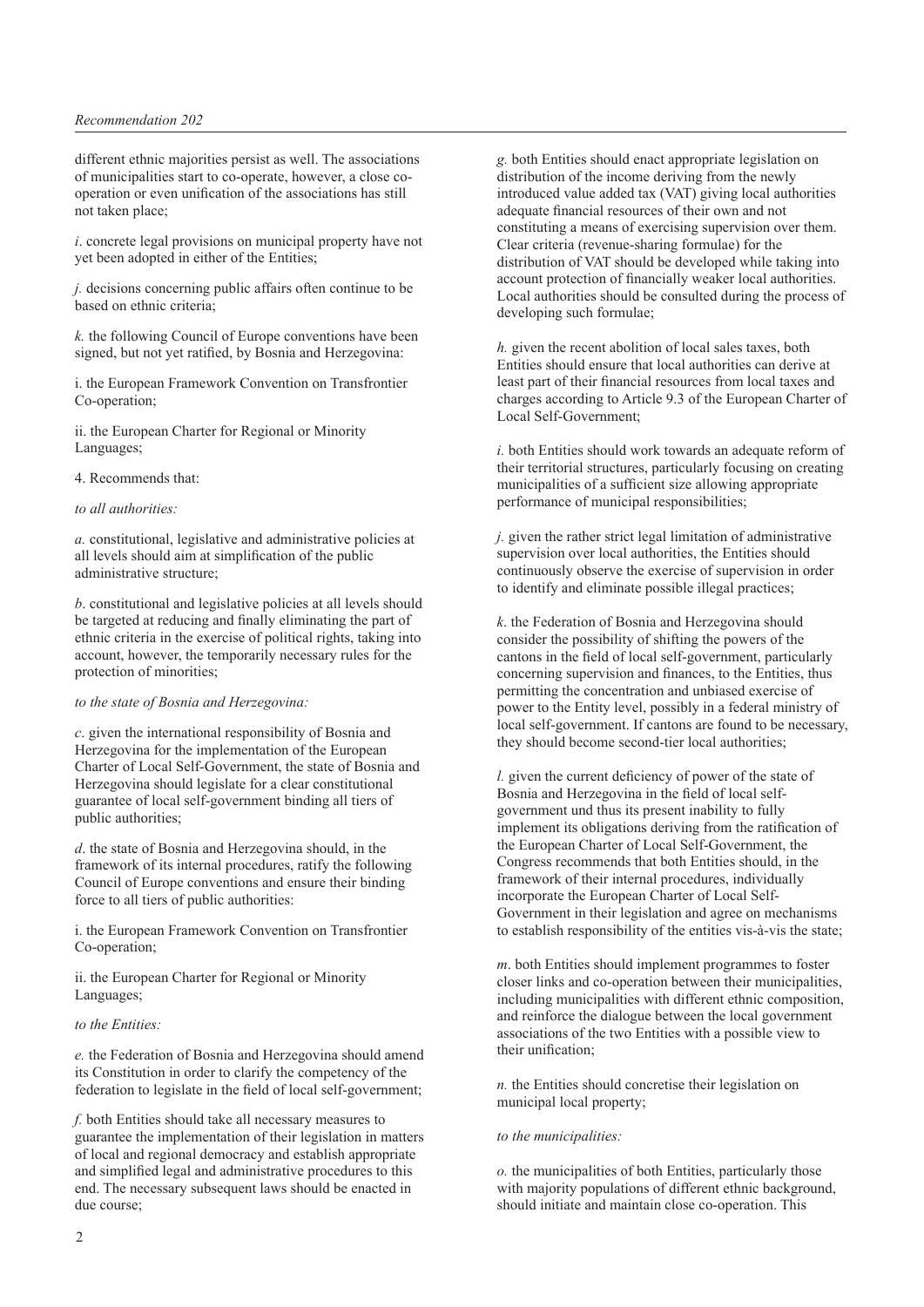different ethnic majorities persist as well. The associations of municipalities start to co-operate, however, a close co-operation or even unification of the associations has still not taken place;

*i*. concrete legal provisions on municipal property have not yet been adopted in either of the Entities;

*j.* decisions concerning public affairs often continue to be based on ethnic criteria;

*k.* the following Council of Europe conventions have been signed, but not yet ratified, by Bosnia and Herzegovina:

i. the European Framework Convention on Transfrontier Co-operation;

ii. the European Charter for Regional or Minority Languages;

4. Recommends that:

*to all authorities:*

*a.* constitutional, legislative and administrative policies at all levels should aim at simplification of the public administrative structure;

*b*. constitutional and legislative policies at all levels should be targeted at reducing and finally eliminating the part of ethnic criteria in the exercise of political rights, taking into account, however, the temporarily necessary rules for the protection of minorities;

*to the state of Bosnia and Herzegovina:*

*c*. given the international responsibility of Bosnia and Herzegovina for the implementation of the European Charter of Local Self-Government, the state of Bosnia and Herzegovina should legislate for a clear constitutional guarantee of local self-government binding all tiers of public authorities;

*d*. the state of Bosnia and Herzegovina should, in the framework of its internal procedures, ratify the following Council of Europe conventions and ensure their binding force to all tiers of public authorities:

i. the European Framework Convention on Transfrontier Co-operation;

ii. the European Charter for Regional or Minority Languages;

*to the Entities:*

*e.* the Federation of Bosnia and Herzegovina should amend its Constitution in order to clarify the competency of the federation to legislate in the field of local self-government;

*f.* both Entities should take all necessary measures to guarantee the implementation of their legislation in matters of local and regional democracy and establish appropriate and simplified legal and administrative procedures to this end. The necessary subsequent laws should be enacted in due course;

*g.* both Entities should enact appropriate legislation on distribution of the income deriving from the newly introduced value added tax (VAT) giving local authorities adequate financial resources of their own and not constituting a means of exercising supervision over them. Clear criteria (revenue-sharing formulae) for the distribution of VAT should be developed while taking into account protection of financially weaker local authorities. Local authorities should be consulted during the process of developing such formulae;

*h.* given the recent abolition of local sales taxes, both Entities should ensure that local authorities can derive at least part of their financial resources from local taxes and charges according to Article 9.3 of the European Charter of Local Self-Government;

*i.* both Entities should work towards an adequate reform of their territorial structures, particularly focusing on creating municipalities of a sufficient size allowing appropriate performance of municipal responsibilities;

*j.* given the rather strict legal limitation of administrative supervision over local authorities, the Entities should continuously observe the exercise of supervision in order to identify and eliminate possible illegal practices;

*k*. the Federation of Bosnia and Herzegovina should consider the possibility of shifting the powers of the cantons in the field of local self-government, particularly concerning supervision and finances, to the Entities, thus permitting the concentration and unbiased exercise of power to the Entity level, possibly in a federal ministry of local self-government. If cantons are found to be necessary, they should become second-tier local authorities;

*l.* given the current deficiency of power of the state of Bosnia and Herzegovina in the field of local self-government und thus its present inability to fully implement its obligations deriving from the ratification of the European Charter of Local Self-Government, the Congress recommends that both Entities should, in the framework of their internal procedures, individually incorporate the European Charter of Local Self-Government in their legislation and agree on mechanisms to establish responsibility of the entities vis-à-vis the state;

*m*. both Entities should implement programmes to foster closer links and co-operation between their municipalities, including municipalities with different ethnic composition, and reinforce the dialogue between the local government associations of the two Entities with a possible view to their unification;

*n.* the Entities should concretise their legislation on municipal local property;

*to the municipalities:*

*o.* the municipalities of both Entities, particularly those with majority populations of different ethnic background, should initiate and maintain close co-operation. This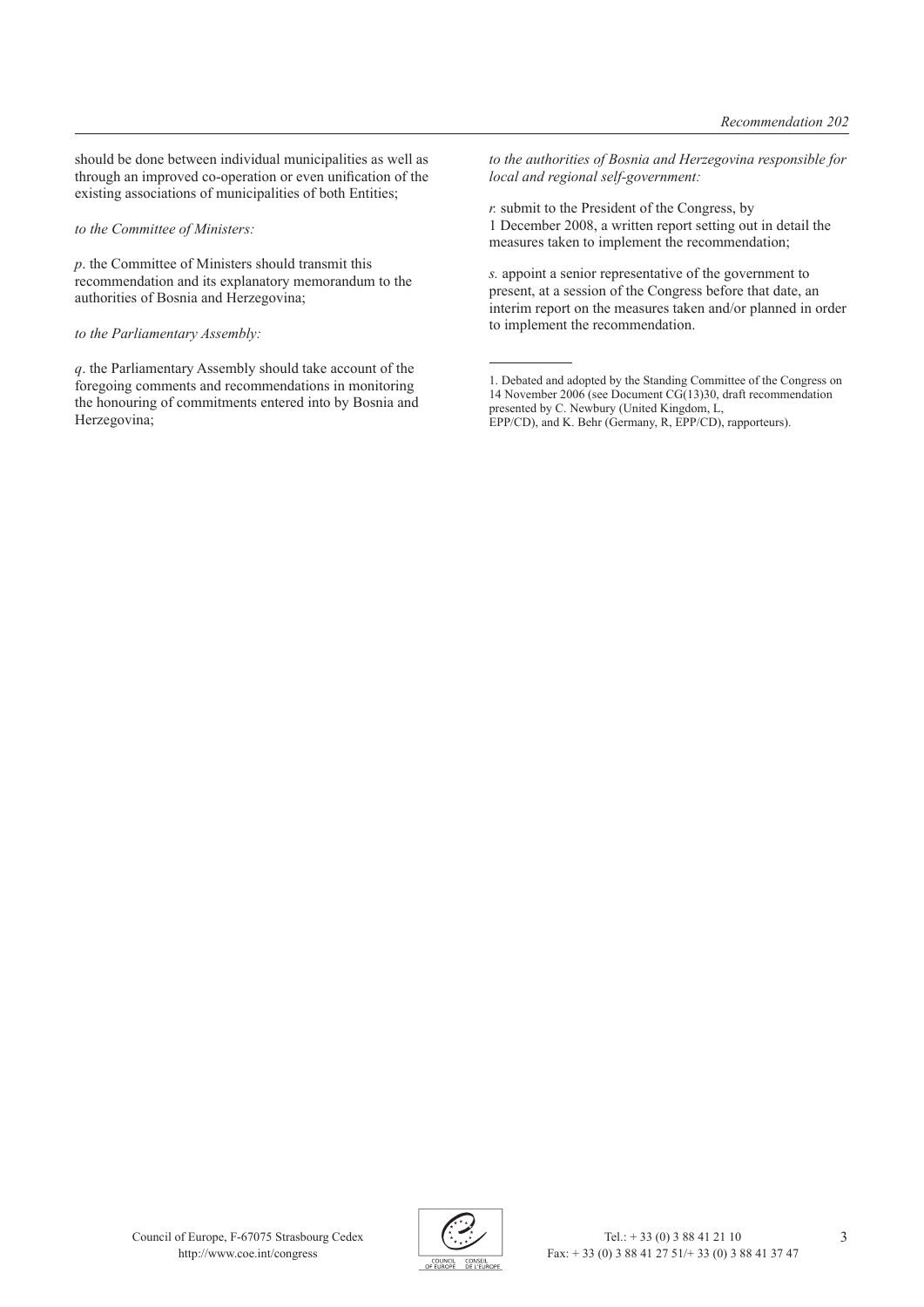should be done between individual municipalities as well as through an improved co-operation or even unification of the existing associations of municipalities of both Entities;

*to the Committee of Ministers:*

*p*. the Committee of Ministers should transmit this recommendation and its explanatory memorandum to the authorities of Bosnia and Herzegovina;

*to the Parliamentary Assembly:*

*q*. the Parliamentary Assembly should take account of the foregoing comments and recommendations in monitoring the honouring of commitments entered into by Bosnia and Herzegovina;

*to the authorities of Bosnia and Herzegovina responsible for local and regional self-government:*

*r.* submit to the President of the Congress, by 1 December 2008, a written report setting out in detail the measures taken to implement the recommendation;

*s.* appoint a senior representative of the government to present, at a session of the Congress before that date, an interim report on the measures taken and/or planned in order to implement the recommendation.

---

1. Debated and adopted by the Standing Committee of the Congress on 14 November 2006 (see Document CG(13)30, draft recommendation presented by C. Newbury (United Kingdom, L, EPP/CD), and K. Behr (Germany, R, EPP/CD), rapporteurs).